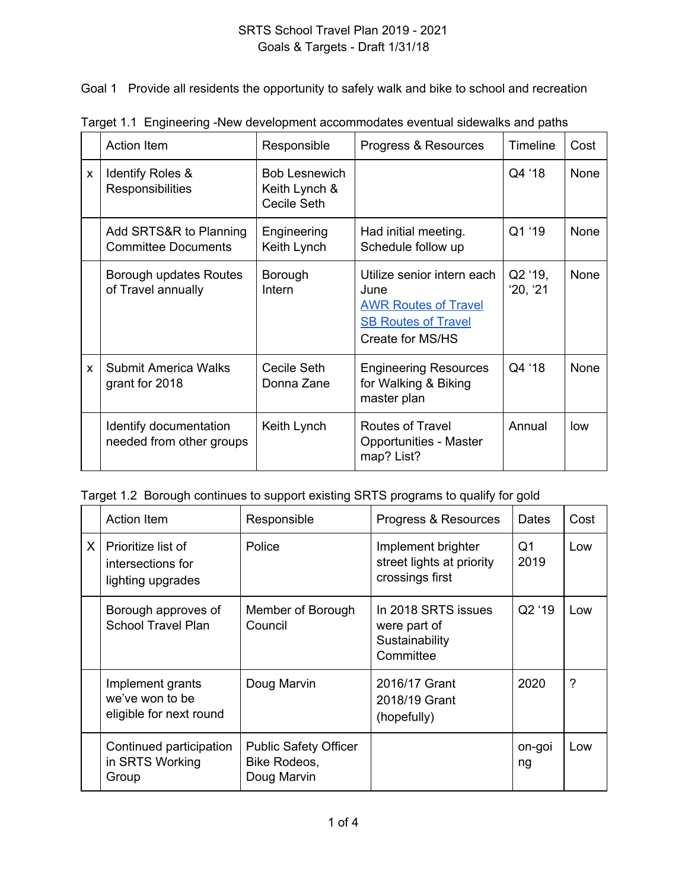SRTS School Travel Plan 2019 - 2021
Goals & Targets - Draft 1/31/18

Goal 1 Provide all residents the opportunity to safely walk and bike to school and recreation

Target 1.1 Engineering -New development accommodates eventual sidewalks and paths

| | Action Item | Responsible | Progress & Resources | Timeline | Cost |
|---|---|---|---|---|---|
| x | Identify Roles & Responsibilities | Bob Lesnewich Keith Lynch & Cecile Seth | | Q4 '18 | None |
| | Add SRTS&R to Planning Committee Documents | Engineering Keith Lynch | Had initial meeting. Schedule follow up | Q1 '19 | None |
| | Borough updates Routes of Travel annually | Borough Intern | Utilize senior intern each June<br>AWR Routes of Travel<br>SB Routes of Travel<br>Create for MS/HS | Q2 '19, '20, '21 | None |
| x | Submit America Walks grant for 2018 | Cecile Seth Donna Zane | Engineering Resources for Walking & Biking master plan | Q4 '18 | None |
| | Identify documentation needed from other groups | Keith Lynch | Routes of Travel Opportunities - Master map? List? | Annual | low |

Target 1.2 Borough continues to support existing SRTS programs to qualify for gold

| | Action Item | Responsible | Progress & Resources | Dates | Cost |
|---|---|---|---|---|---|
| X | Prioritize list of intersections for lighting upgrades | Police | Implement brighter street lights at priority crossings first | Q1 2019 | Low |
| | Borough approves of School Travel Plan | Member of Borough Council | In 2018 SRTS issues were part of Sustainability Committee | Q2 '19 | Low |
| | Implement grants we've won to be eligible for next round | Doug Marvin | 2016/17 Grant<br>2018/19 Grant (hopefully) | 2020 | ? |
| | Continued participation in SRTS Working Group | Public Safety Officer Bike Rodeos, Doug Marvin | | on-going | Low |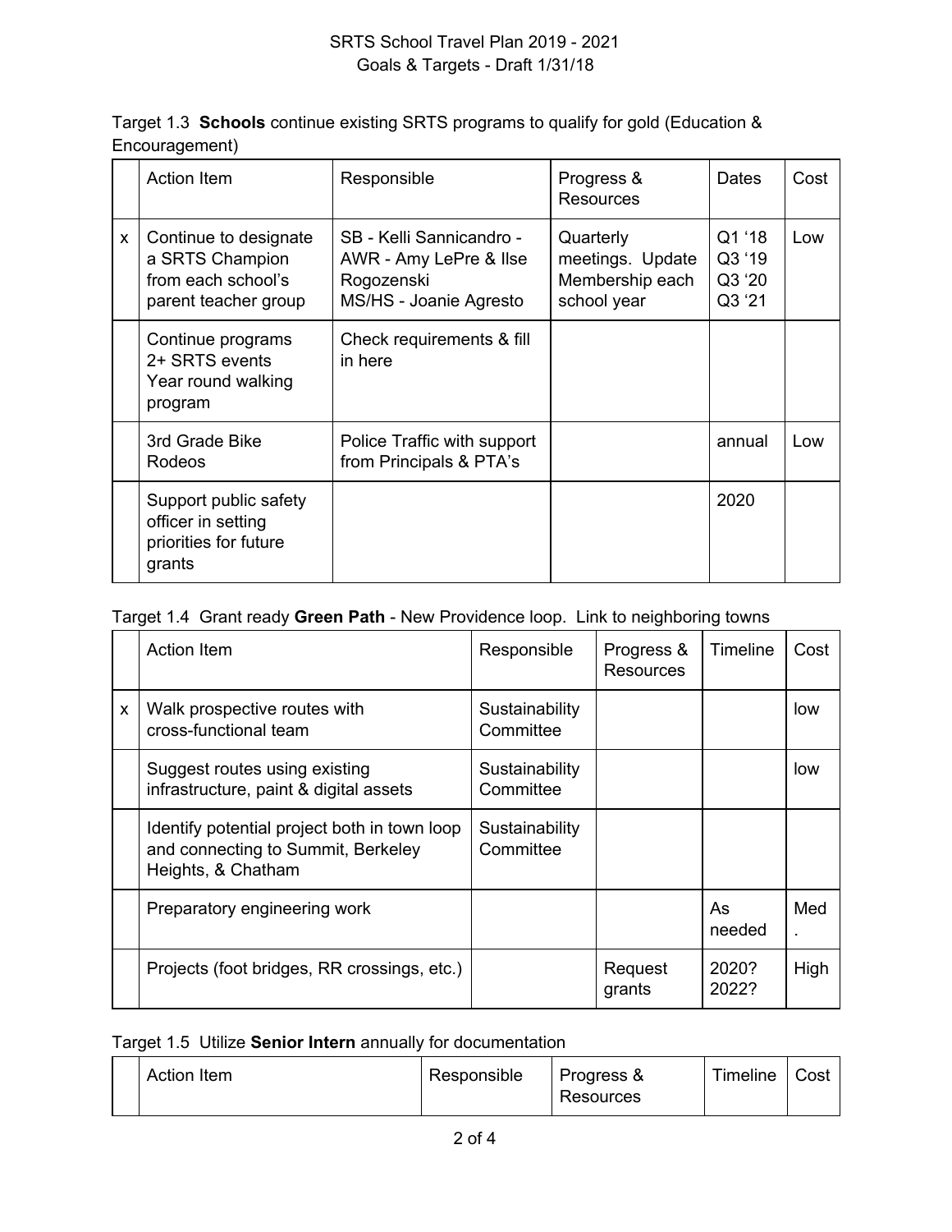Target 1.3 **Schools** continue existing SRTS programs to qualify for gold (Education & Encouragement)

| | Action Item | Responsible | Progress & Resources | Dates | Cost |
|---|---|---|---|---|---|
| x | Continue to designate a SRTS Champion from each school's parent teacher group | SB - Kelli Sannicandro - AWR - Amy LePre & Ilse Rogozenski MS/HS - Joanie Agresto | Quarterly meetings. Update Membership each school year | Q1 '18 Q3 '19 Q3 '20 Q3 '21 | Low |
| | Continue programs 2+ SRTS events Year round walking program | Check requirements & fill in here | | | |
| | 3rd Grade Bike Rodeos | Police Traffic with support from Principals & PTA's | | annual | Low |
| | Support public safety officer in setting priorities for future grants | | | 2020 | |

Target 1.4 Grant ready **Green Path** - New Providence loop. Link to neighboring towns

| | Action Item | Responsible | Progress & Resources | Timeline | Cost |
|---|---|---|---|---|---|
| x | Walk prospective routes with cross-functional team | Sustainability Committee | | | low |
| | Suggest routes using existing infrastructure, paint & digital assets | Sustainability Committee | | | low |
| | Identify potential project both in town loop and connecting to Summit, Berkeley Heights, & Chatham | Sustainability Committee | | | |
| | Preparatory engineering work | | | As needed | Med . |
| | Projects (foot bridges, RR crossings, etc.) | | Request grants | 2020? 2022? | High |

Target 1.5 Utilize **Senior Intern** annually for documentation

| | Action Item | Responsible | Progress & Resources | Timeline | Cost |
|---|---|---|---|---|---|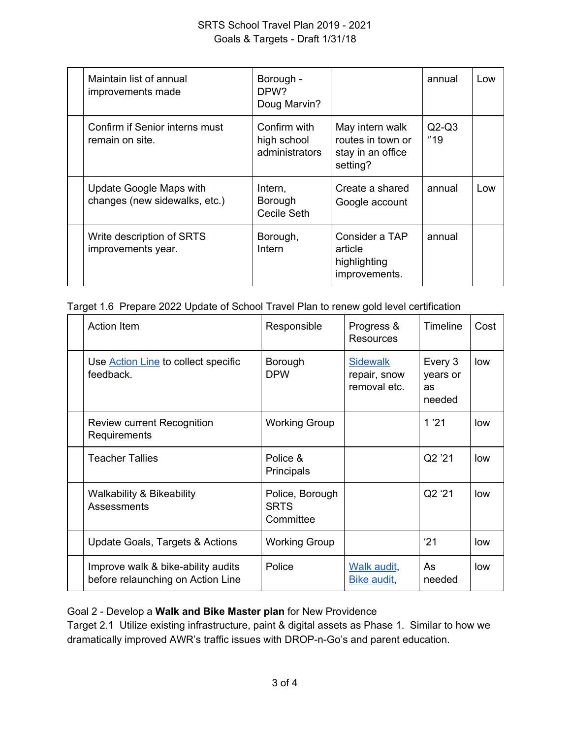|  | Maintain list of annual improvements made | Borough - DPW? Doug Marvin? |  | annual | Low |
|---|---|---|---|---|---|
|  | Confirm if Senior interns must remain on site. | Confirm with high school administrators | May intern walk routes in town or stay in an office setting? | Q2-Q3 ''19 |  |
|  | Update Google Maps with changes (new sidewalks, etc.) | Intern, Borough Cecile Seth | Create a shared Google account | annual | Low |
|  | Write description of SRTS improvements year. | Borough, Intern | Consider a TAP article highlighting improvements. | annual |  |

Target 1.6 Prepare 2022 Update of School Travel Plan to renew gold level certification

|  | Action Item | Responsible | Progress & Resources | Timeline | Cost |
|---|---|---|---|---|---|
|  | Use Action Line to collect specific feedback. | Borough DPW | Sidewalk repair, snow removal etc. | Every 3 years or as needed | low |
|  | Review current Recognition Requirements | Working Group |  | 1 '21 | low |
|  | Teacher Tallies | Police & Principals |  | Q2 '21 | low |
|  | Walkability & Bikeability Assessments | Police, Borough SRTS Committee |  | Q2 '21 | low |
|  | Update Goals, Targets & Actions | Working Group |  | '21 | low |
|  | Improve walk & bike-ability audits before relaunching on Action Line | Police | Walk audit, Bike audit, | As needed | low |

Goal 2 - Develop a **Walk and Bike Master plan** for New Providence

Target 2.1 Utilize existing infrastructure, paint & digital assets as Phase 1. Similar to how we dramatically improved AWR's traffic issues with DROP-n-Go's and parent education.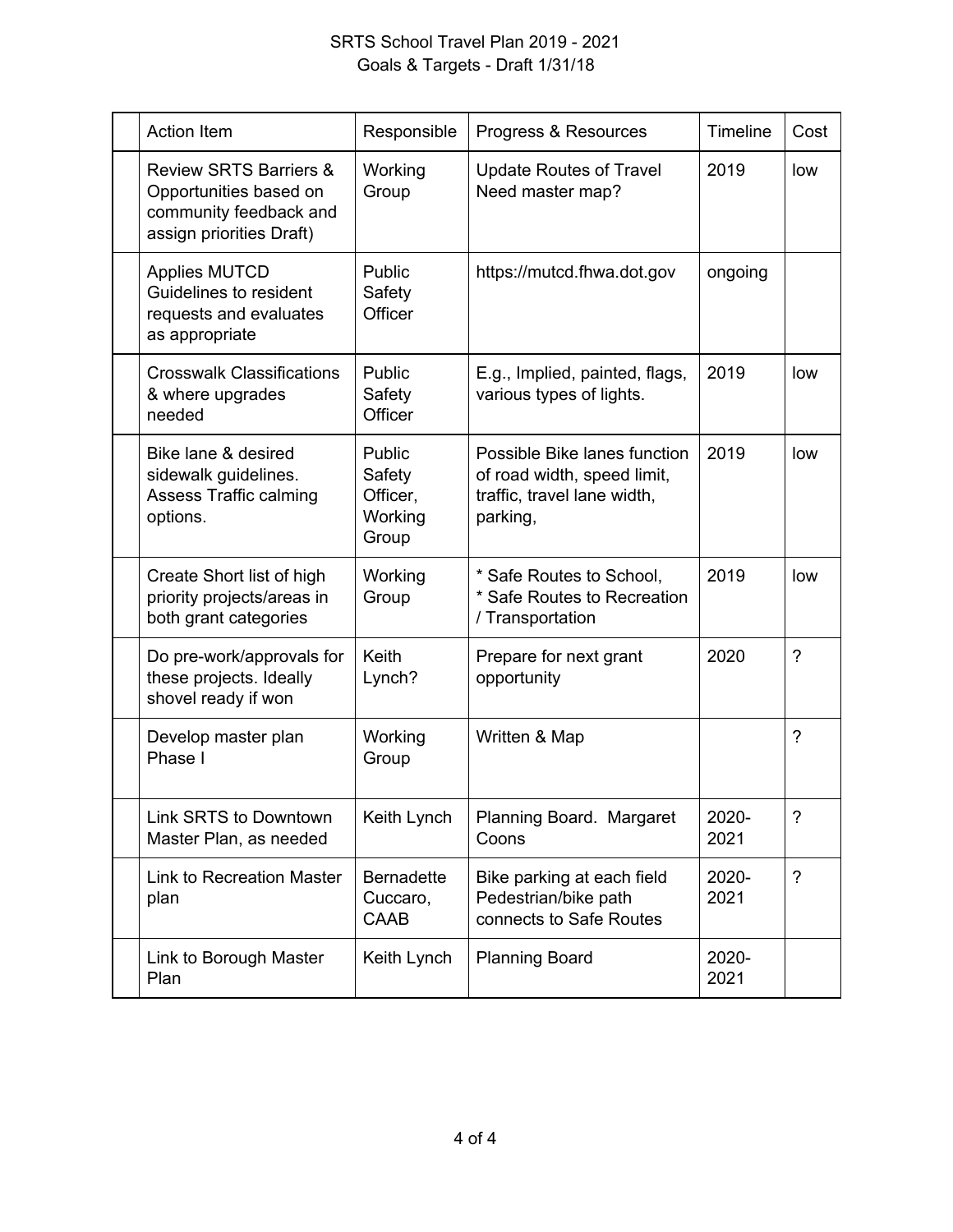SRTS School Travel Plan 2019 - 2021
Goals & Targets - Draft 1/31/18

| | Action Item | Responsible | Progress & Resources | Timeline | Cost |
|---|---|---|---|---|---|
| | Review SRTS Barriers & Opportunities based on community feedback and assign priorities Draft) | Working Group | Update Routes of Travel Need master map? | 2019 | low |
| | Applies MUTCD Guidelines to resident requests and evaluates as appropriate | Public Safety Officer | https://mutcd.fhwa.dot.gov | ongoing | |
| | Crosswalk Classifications & where upgrades needed | Public Safety Officer | E.g., Implied, painted, flags, various types of lights. | 2019 | low |
| | Bike lane & desired sidewalk guidelines. Assess Traffic calming options. | Public Safety Officer, Working Group | Possible Bike lanes function of road width, speed limit, traffic, travel lane width, parking, | 2019 | low |
| | Create Short list of high priority projects/areas in both grant categories | Working Group | * Safe Routes to School, * Safe Routes to Recreation / Transportation | 2019 | low |
| | Do pre-work/approvals for these projects. Ideally shovel ready if won | Keith Lynch? | Prepare for next grant opportunity | 2020 | ? |
| | Develop master plan Phase I | Working Group | Written & Map | | ? |
| | Link SRTS to Downtown Master Plan, as needed | Keith Lynch | Planning Board. Margaret Coons | 2020-2021 | ? |
| | Link to Recreation Master plan | Bernadette Cuccaro, CAAB | Bike parking at each field Pedestrian/bike path connects to Safe Routes | 2020-2021 | ? |
| | Link to Borough Master Plan | Keith Lynch | Planning Board | 2020-2021 | |